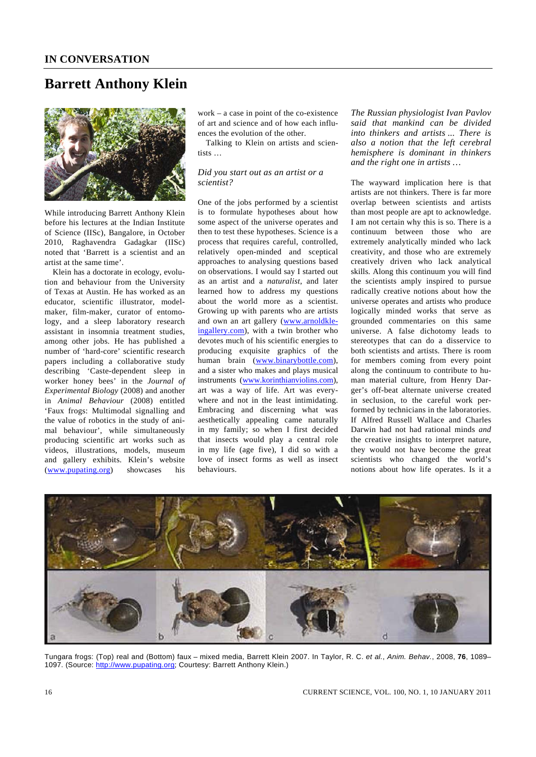## IN CONVERSATION

# Barrett Anthony Klein

While introducing Barrett Anthony Klein before his lectures at the Indian Institute of Science (IISc), Bangalore, in October 2010, Raghavendra Gadagkar (IISc) noted that 'Barrett is a scientist and an artist at the same time'.

Klein has a doctorate in ecology, evolution and behaviour from the University of Texas at Austin. He has worked as an educator, scientific illustrator, model-maker, film-maker, curator of entomology, and a sleep laboratory research assistant in insomnia treatment studies, among other jobs. He has published a number of 'hard-core' scientific research papers including a collaborative study describing 'Caste-dependent sleep in worker honey bees' in the *Journal of Experimental Biology* (2008) and another in *Animal Behaviour* (2008) entitled 'Faux frogs: Multimodal signalling and the value of robotics in the study of animal behaviour', while simultaneously producing scientific art works such as videos, illustrations, models, museum and gallery exhibits. Klein's website (www.pupating.org) showcases his work – a case in point of the co-existence of art and science and of how each influences the evolution of the other.

Talking to Klein on artists and scientists …

*Did you start out as an artist or a scientist?*

One of the jobs performed by a scientist is to formulate hypotheses about how some aspect of the universe operates and then to test these hypotheses. Science is a process that requires careful, controlled, relatively open-minded and sceptical approaches to analysing questions based on observations. I would say I started out as an artist and a *naturalist*, and later learned how to address my questions about the world more as a scientist. Growing up with parents who are artists and own an art gallery (www.arnoldkleingallery.com), with a twin brother who devotes much of his scientific energies to producing exquisite graphics of the human brain (www.binarybottle.com), and a sister who makes and plays musical instruments (www.korinthianviolins.com), art was a way of life. Art was everywhere and not in the least intimidating. Embracing and discerning what was aesthetically appealing came naturally in my family; so when I first decided that insects would play a central role in my life (age five), I did so with a love of insect forms as well as insect behaviours.

*The Russian physiologist Ivan Pavlov said that mankind can be divided into thinkers and artists ... There is also a notion that the left cerebral hemisphere is dominant in thinkers and the right one in artists …*

The wayward implication here is that artists are not thinkers. There is far more overlap between scientists and artists than most people are apt to acknowledge. I am not certain why this is so. There is a continuum between those who are extremely analytically minded who lack creativity, and those who are extremely creatively driven who lack analytical skills. Along this continuum you will find the scientists amply inspired to pursue radically creative notions about how the universe operates and artists who produce logically minded works that serve as grounded commentaries on this same universe. A false dichotomy leads to stereotypes that can do a disservice to both scientists and artists. There is room for members coming from every point along the continuum to contribute to human material culture, from Henry Darger's off-beat alternate universe created in seclusion, to the careful work performed by technicians in the laboratories. If Alfred Russell Wallace and Charles Darwin had not had rational minds *and* the creative insights to interpret nature, they would not have become the great scientists who changed the world's notions about how life operates. Is it a

Tungara frogs: (Top) real and (Bottom) faux – mixed media, Barrett Klein 2007. In Taylor, R. C. *et al.*, *Anim. Behav.*, 2008, **76**, 1089–1097. (Source: http://www.pupating.org; Courtesy: Barrett Anthony Klein.)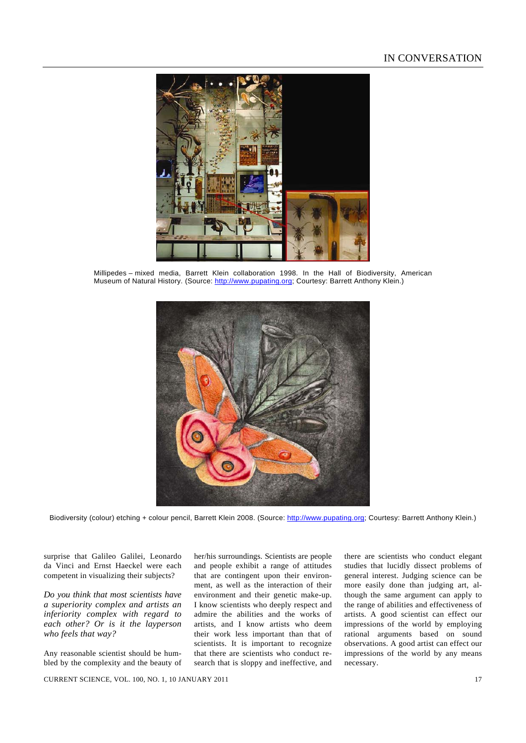Millipedes – mixed media, Barrett Klein collaboration 1998. In the Hall of Biodiversity, American Museum of Natural History. (Source: http://www.pupating.org; Courtesy: Barrett Anthony Klein.)

Biodiversity (colour) etching + colour pencil, Barrett Klein 2008. (Source: http://www.pupating.org; Courtesy: Barrett Anthony Klein.)

surprise that Galileo Galilei, Leonardo da Vinci and Ernst Haeckel were each competent in visualizing their subjects?

*Do you think that most scientists have a superiority complex and artists an inferiority complex with regard to each other? Or is it the layperson who feels that way?*

Any reasonable scientist should be humbled by the complexity and the beauty of her/his surroundings. Scientists are people and people exhibit a range of attitudes that are contingent upon their environment, as well as the interaction of their environment and their genetic make-up. I know scientists who deeply respect and admire the abilities and the works of artists, and I know artists who deem their work less important than that of scientists. It is important to recognize that there are scientists who conduct research that is sloppy and ineffective, and there are scientists who conduct elegant studies that lucidly dissect problems of general interest. Judging science can be more easily done than judging art, although the same argument can apply to the range of abilities and effectiveness of artists. A good scientist can effect our impressions of the world by employing rational arguments based on sound observations. A good artist can effect our impressions of the world by any means necessary.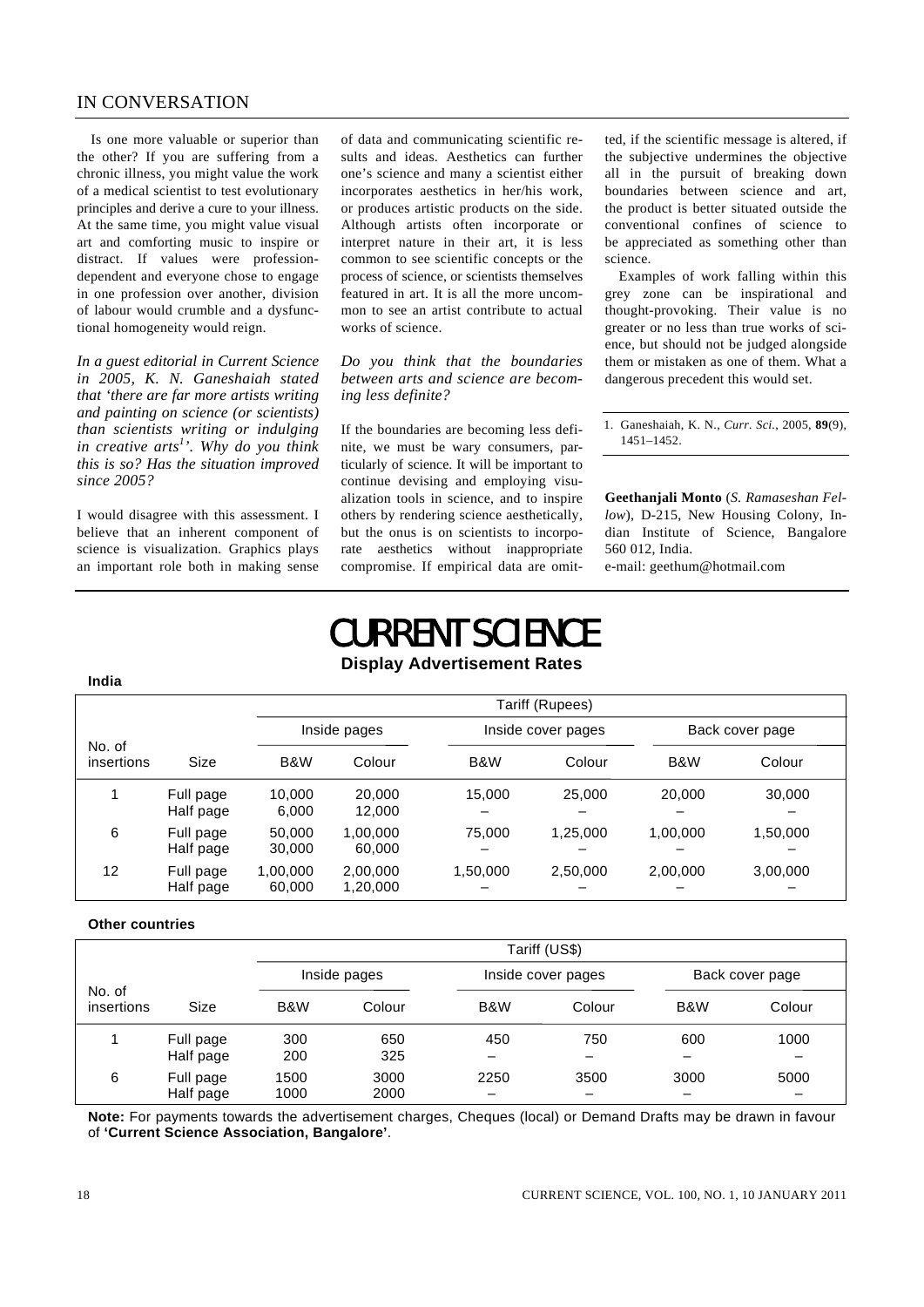Is one more valuable or superior than the other? If you are suffering from a chronic illness, you might value the work of a medical scientist to test evolutionary principles and derive a cure to your illness. At the same time, you might value visual art and comforting music to inspire or distract. If values were profession-dependent and everyone chose to engage in one profession over another, division of labour would crumble and a dysfunctional homogeneity would reign.

*In a guest editorial in Current Science in 2005, K. N. Ganeshaiah stated that 'there are far more artists writing and painting on science (or scientists) than scientists writing or indulging in creative arts[1]'. Why do you think this is so? Has the situation improved since 2005?*

I would disagree with this assessment. I believe that an inherent component of science is visualization. Graphics plays an important role both in making sense of data and communicating scientific results and ideas. Aesthetics can further one's science and many a scientist either incorporates aesthetics in her/his work, or produces artistic products on the side. Although artists often incorporate or interpret nature in their art, it is less common to see scientific concepts or the process of science, or scientists themselves featured in art. It is all the more uncommon to see an artist contribute to actual works of science.

*Do you think that the boundaries between arts and science are becoming less definite?*

If the boundaries are becoming less definite, we must be wary consumers, particularly of science. It will be important to continue devising and employing visualization tools in science, and to inspire others by rendering science aesthetically, but the onus is on scientists to incorporate aesthetics without inappropriate compromise. If empirical data are omitted, if the scientific message is altered, if the subjective undermines the objective all in the pursuit of breaking down boundaries between science and art, the product is better situated outside the conventional confines of science to be appreciated as something other than science.

Examples of work falling within this grey zone can be inspirational and thought-provoking. Their value is no greater or no less than true works of science, but should not be judged alongside them or mistaken as one of them. What a dangerous precedent this would set.

1. Ganeshaiah, K. N., *Curr. Sci.*, 2005, **89**(9), 1451–1452.

**Geethanjali Monto** (*S. Ramaseshan Fellow*), D-215, New Housing Colony, Indian Institute of Science, Bangalore 560 012, India.
e-mail: geethum@hotmail.com

# CURRENT SCIENCE

## Display Advertisement Rates

**India**

| No. of insertions | Size | Tariff (Rupees) | | | | | |
|---|---|---|---|---|---|---|---|
| | | Inside pages | | Inside cover pages | | Back cover page | |
| | | B&W | Colour | B&W | Colour | B&W | Colour |
| 1 | Full page | 10,000 | 20,000 | 15,000 | 25,000 | 20,000 | 30,000 |
| | Half page | 6,000 | 12,000 | – | – | – | – |
| 6 | Full page | 50,000 | 1,00,000 | 75,000 | 1,25,000 | 1,00,000 | 1,50,000 |
| | Half page | 30,000 | 60,000 | – | – | – | – |
| 12 | Full page | 1,00,000 | 2,00,000 | 1,50,000 | 2,50,000 | 2,00,000 | 3,00,000 |
| | Half page | 60,000 | 1,20,000 | – | – | – | – |

**Other countries**

| No. of insertions | Size | Tariff (US$) | | | | | |
|---|---|---|---|---|---|---|---|
| | | Inside pages | | Inside cover pages | | Back cover page | |
| | | B&W | Colour | B&W | Colour | B&W | Colour |
| 1 | Full page | 300 | 650 | 450 | 750 | 600 | 1000 |
| | Half page | 200 | 325 | – | – | – | – |
| 6 | Full page | 1500 | 3000 | 2250 | 3500 | 3000 | 5000 |
| | Half page | 1000 | 2000 | – | – | – | – |

**Note:** For payments towards the advertisement charges, Cheques (local) or Demand Drafts may be drawn in favour of **'Current Science Association, Bangalore'**.